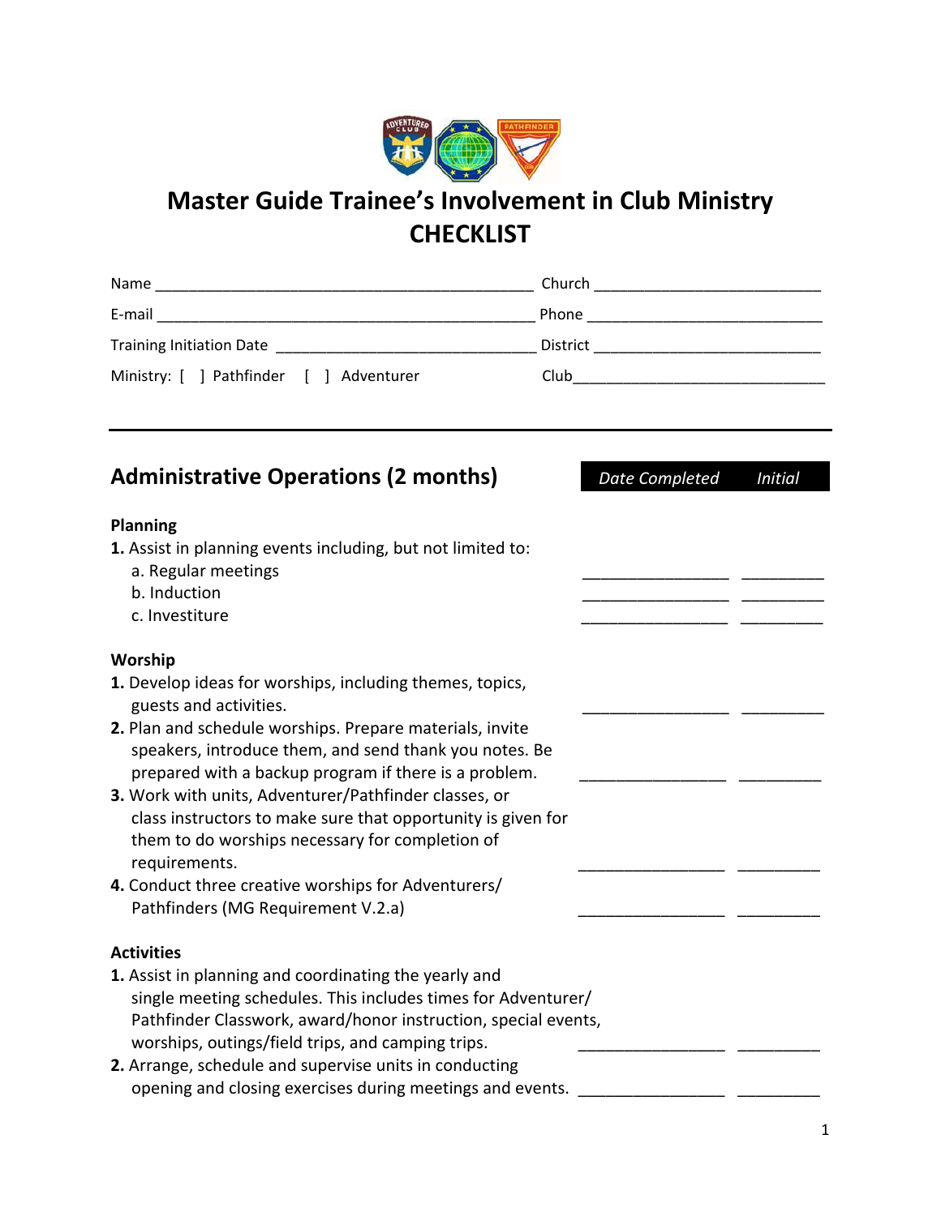# Master Guide Trainee's Involvement in Club Ministry CHECKLIST

Name ______________________________________________ Church __________________________

E-mail ______________________________________________ Phone ____________________________

Training Initiation Date ______________________________ District __________________________

Ministry: [ ] Pathfinder [ ] Adventurer Club______________________________

---

## Administrative Operations (2 months)

| | *Date Completed* | *Initial* |
|---|---|---|
| **Planning** | | |
| **1.** Assist in planning events including, but not limited to: | | |
| a. Regular meetings | ________________ | _________ |
| b. Induction | ________________ | _________ |
| c. Investiture | ________________ | _________ |
| **Worship** | | |
| **1.** Develop ideas for worships, including themes, topics, guests and activities. | ________________ | _________ |
| **2.** Plan and schedule worships. Prepare materials, invite speakers, introduce them, and send thank you notes. Be prepared with a backup program if there is a problem. | ________________ | _________ |
| **3.** Work with units, Adventurer/Pathfinder classes, or class instructors to make sure that opportunity is given for them to do worships necessary for completion of requirements. | ________________ | _________ |
| **4.** Conduct three creative worships for Adventurers/ Pathfinders (MG Requirement V.2.a) | ________________ | _________ |
| **Activities** | | |
| **1.** Assist in planning and coordinating the yearly and single meeting schedules. This includes times for Adventurer/ Pathfinder Classwork, award/honor instruction, special events, worships, outings/field trips, and camping trips. | ________________ | _________ |
| **2.** Arrange, schedule and supervise units in conducting opening and closing exercises during meetings and events. | ________________ | _________ |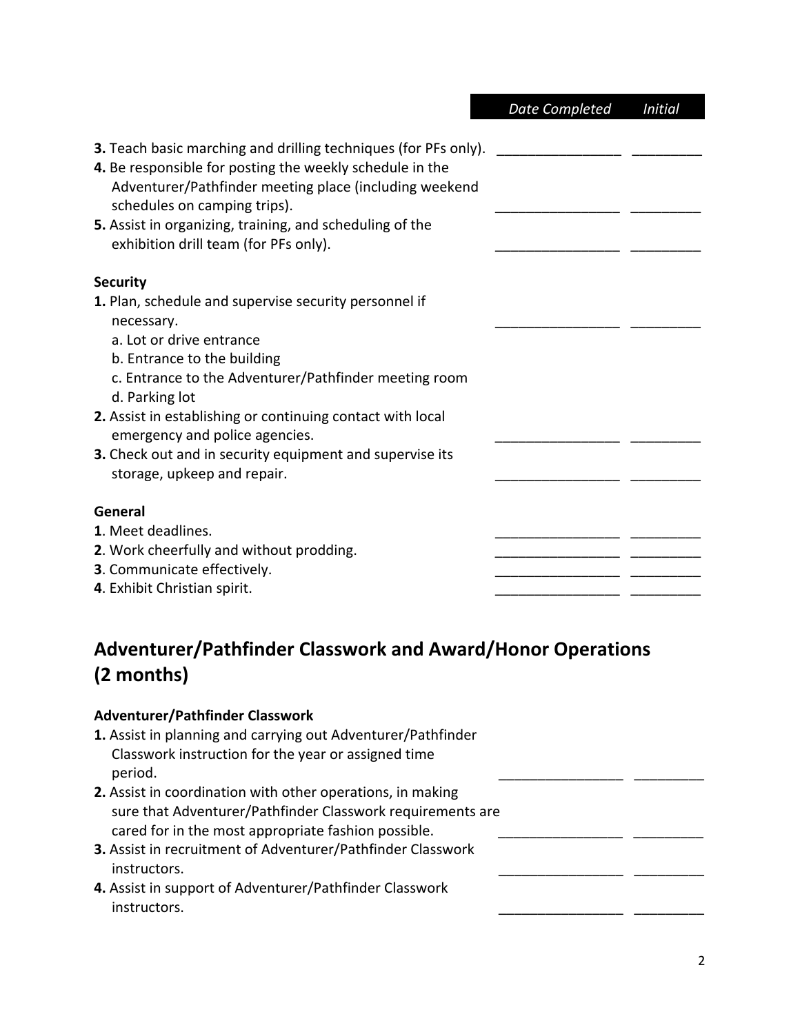| | Date Completed | Initial |
|---|---|---|
| **3.** Teach basic marching and drilling techniques (for PFs only). | ________________ | _________ |
| **4.** Be responsible for posting the weekly schedule in the Adventurer/Pathfinder meeting place (including weekend schedules on camping trips). | ________________ | _________ |
| **5.** Assist in organizing, training, and scheduling of the exhibition drill team (for PFs only). | ________________ | _________ |
| **Security** | | |
| **1.** Plan, schedule and supervise security personnel if necessary. | ________________ | _________ |
| a. Lot or drive entrance | | |
| b. Entrance to the building | | |
| c. Entrance to the Adventurer/Pathfinder meeting room | | |
| d. Parking lot | | |
| **2.** Assist in establishing or continuing contact with local emergency and police agencies. | ________________ | _________ |
| **3.** Check out and in security equipment and supervise its storage, upkeep and repair. | ________________ | _________ |
| **General** | | |
| **1**. Meet deadlines. | ________________ | _________ |
| **2**. Work cheerfully and without prodding. | ________________ | _________ |
| **3**. Communicate effectively. | ________________ | _________ |
| **4**. Exhibit Christian spirit. | ________________ | _________ |

## Adventurer/Pathfinder Classwork and Award/Honor Operations (2 months)

| | | |
|---|---|---|
| **Adventurer/Pathfinder Classwork** | | |
| **1.** Assist in planning and carrying out Adventurer/Pathfinder Classwork instruction for the year or assigned time period. | ________________ | _________ |
| **2.** Assist in coordination with other operations, in making sure that Adventurer/Pathfinder Classwork requirements are cared for in the most appropriate fashion possible. | ________________ | _________ |
| **3.** Assist in recruitment of Adventurer/Pathfinder Classwork instructors. | ________________ | _________ |
| **4.** Assist in support of Adventurer/Pathfinder Classwork instructors. | ________________ | _________ |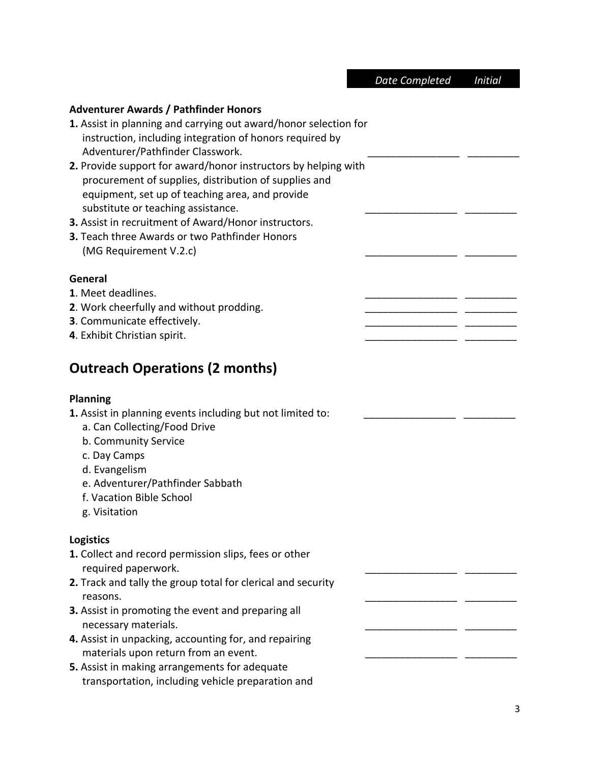| | Date Completed | Initial |
|---|---|---|

**Adventurer Awards / Pathfinder Honors**

| | Date Completed | Initial |
|---|---|---|
| **1.** Assist in planning and carrying out award/honor selection for instruction, including integration of honors required by Adventurer/Pathfinder Classwork. | ________________ | _________ |
| **2.** Provide support for award/honor instructors by helping with procurement of supplies, distribution of supplies and equipment, set up of teaching area, and provide substitute or teaching assistance. | ________________ | _________ |
| **3.** Assist in recruitment of Award/Honor instructors. | | |
| **3.** Teach three Awards or two Pathfinder Honors (MG Requirement V.2.c) | ________________ | _________ |

**General**

| | Date Completed | Initial |
|---|---|---|
| **1**. Meet deadlines. | ________________ | _________ |
| **2**. Work cheerfully and without prodding. | ________________ | _________ |
| **3**. Communicate effectively. | ________________ | _________ |
| **4**. Exhibit Christian spirit. | ________________ | _________ |

## Outreach Operations (2 months)

**Planning**

| | Date Completed | Initial |
|---|---|---|
| **1.** Assist in planning events including but not limited to: | ________________ | _________ |

a. Can Collecting/Food Drive
b. Community Service
c. Day Camps
d. Evangelism
e. Adventurer/Pathfinder Sabbath
f. Vacation Bible School
g. Visitation

**Logistics**

| | Date Completed | Initial |
|---|---|---|
| **1.** Collect and record permission slips, fees or other required paperwork. | ________________ | _________ |
| **2.** Track and tally the group total for clerical and security reasons. | ________________ | _________ |
| **3.** Assist in promoting the event and preparing all necessary materials. | ________________ | _________ |
| **4.** Assist in unpacking, accounting for, and repairing materials upon return from an event. | ________________ | _________ |
| **5.** Assist in making arrangements for adequate transportation, including vehicle preparation and | | |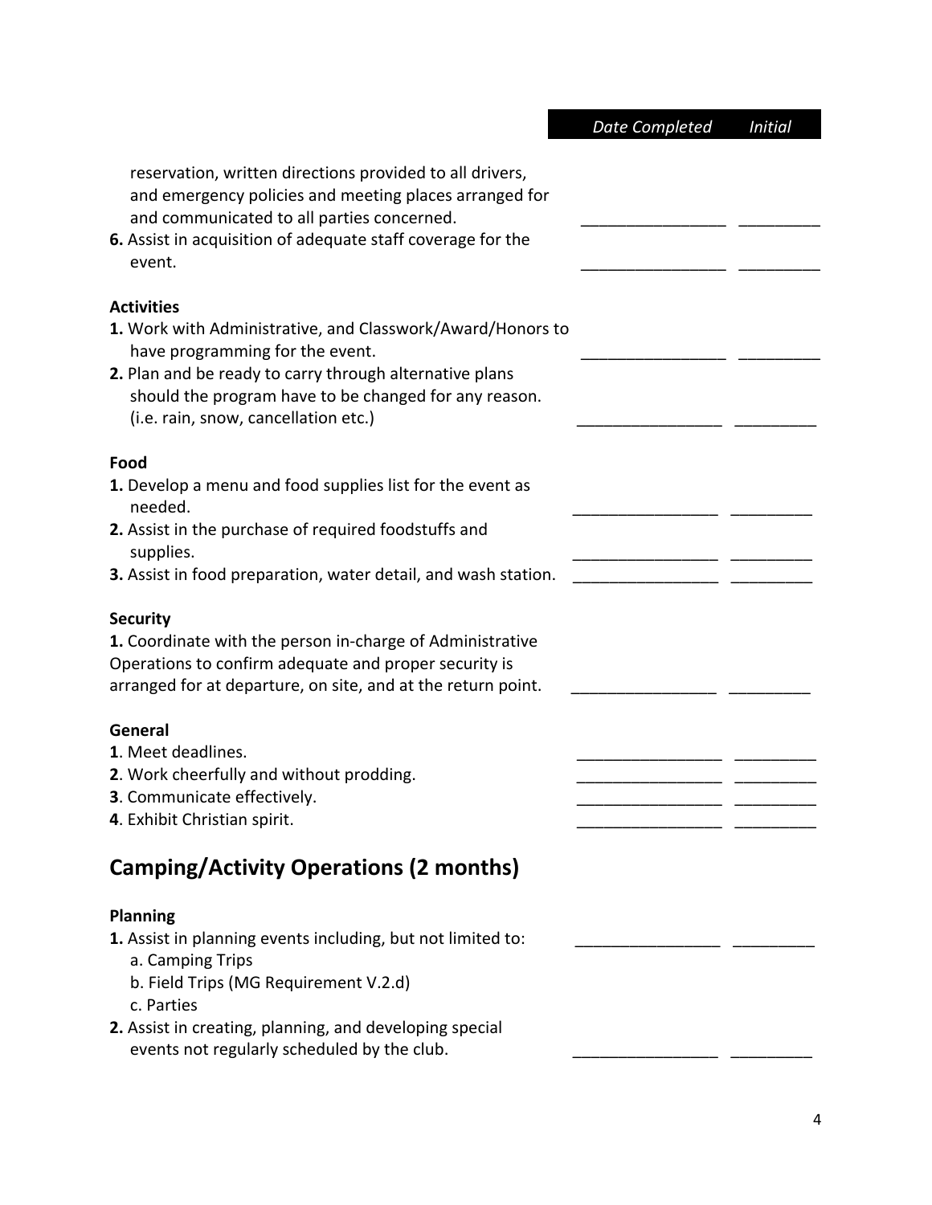| | Date Completed | Initial |
|---|---|---|
| reservation, written directions provided to all drivers, and emergency policies and meeting places arranged for and communicated to all parties concerned. | ________________ | _________ |
| **6.** Assist in acquisition of adequate staff coverage for the event. | ________________ | _________ |
| **Activities** | | |
| **1.** Work with Administrative, and Classwork/Award/Honors to have programming for the event. | ________________ | _________ |
| **2.** Plan and be ready to carry through alternative plans should the program have to be changed for any reason. (i.e. rain, snow, cancellation etc.) | ________________ | _________ |
| **Food** | | |
| **1.** Develop a menu and food supplies list for the event as needed. | ________________ | _________ |
| **2.** Assist in the purchase of required foodstuffs and supplies. | ________________ | _________ |
| **3.** Assist in food preparation, water detail, and wash station. | ________________ | _________ |
| **Security** | | |
| **1.** Coordinate with the person in-charge of Administrative Operations to confirm adequate and proper security is arranged for at departure, on site, and at the return point. | ________________ | _________ |
| **General** | | |
| **1**. Meet deadlines. | ________________ | _________ |
| **2**. Work cheerfully and without prodding. | ________________ | _________ |
| **3**. Communicate effectively. | ________________ | _________ |
| **4**. Exhibit Christian spirit. | ________________ | _________ |

## Camping/Activity Operations (2 months)

| | Date Completed | Initial |
|---|---|---|
| **Planning** | | |
| **1.** Assist in planning events including, but not limited to:<br>a. Camping Trips<br>b. Field Trips (MG Requirement V.2.d)<br>c. Parties | ________________ | _________ |
| **2.** Assist in creating, planning, and developing special events not regularly scheduled by the club. | ________________ | _________ |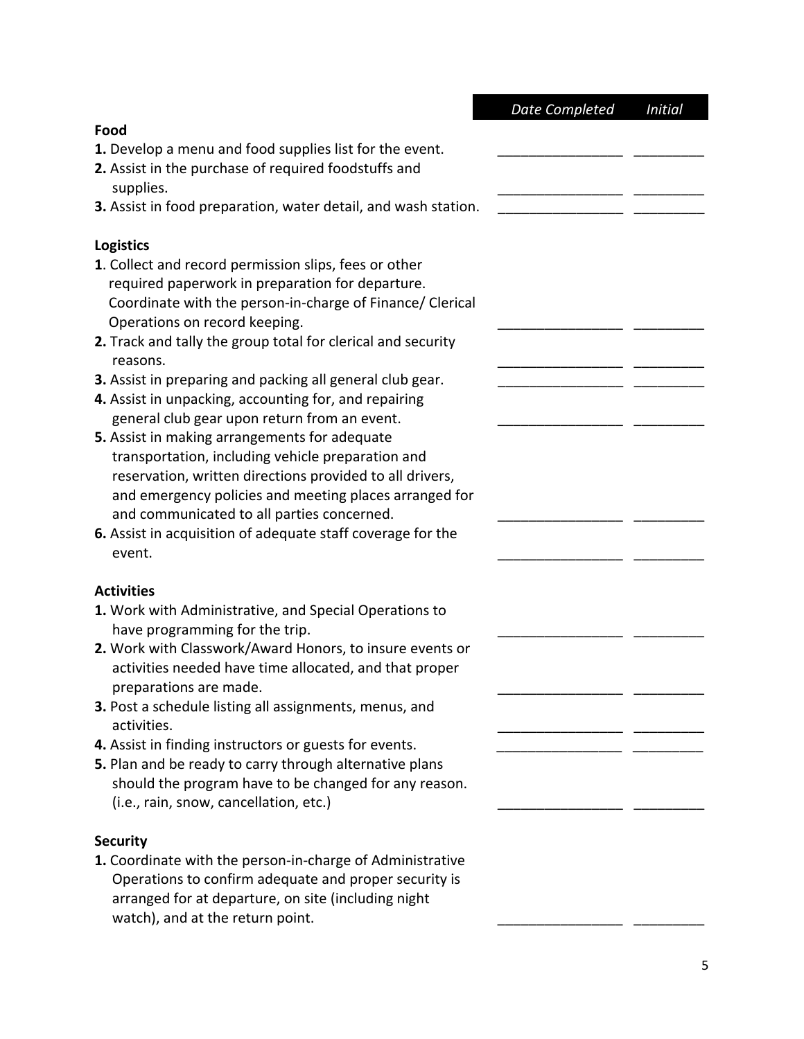| | Date Completed | Initial |
|---|---|---|
| **Food** | | |
| **1.** Develop a menu and food supplies list for the event. | ________________ | _________ |
| **2.** Assist in the purchase of required foodstuffs and supplies. | ________________ | _________ |
| **3.** Assist in food preparation, water detail, and wash station. | ________________ | _________ |
| **Logistics** | | |
| **1**. Collect and record permission slips, fees or other required paperwork in preparation for departure. Coordinate with the person-in-charge of Finance/ Clerical Operations on record keeping. | ________________ | _________ |
| **2.** Track and tally the group total for clerical and security reasons. | ________________ | _________ |
| **3.** Assist in preparing and packing all general club gear. | ________________ | _________ |
| **4.** Assist in unpacking, accounting for, and repairing general club gear upon return from an event. | ________________ | _________ |
| **5.** Assist in making arrangements for adequate transportation, including vehicle preparation and reservation, written directions provided to all drivers, and emergency policies and meeting places arranged for and communicated to all parties concerned. | ________________ | _________ |
| **6.** Assist in acquisition of adequate staff coverage for the event. | ________________ | _________ |
| **Activities** | | |
| **1.** Work with Administrative, and Special Operations to have programming for the trip. | ________________ | _________ |
| **2.** Work with Classwork/Award Honors, to insure events or activities needed have time allocated, and that proper preparations are made. | ________________ | _________ |
| **3.** Post a schedule listing all assignments, menus, and activities. | ________________ | _________ |
| **4.** Assist in finding instructors or guests for events. | ________________ | _________ |
| **5.** Plan and be ready to carry through alternative plans should the program have to be changed for any reason. (i.e., rain, snow, cancellation, etc.) | ________________ | _________ |
| **Security** | | |
| **1.** Coordinate with the person-in-charge of Administrative Operations to confirm adequate and proper security is arranged for at departure, on site (including night watch), and at the return point. | ________________ | _________ |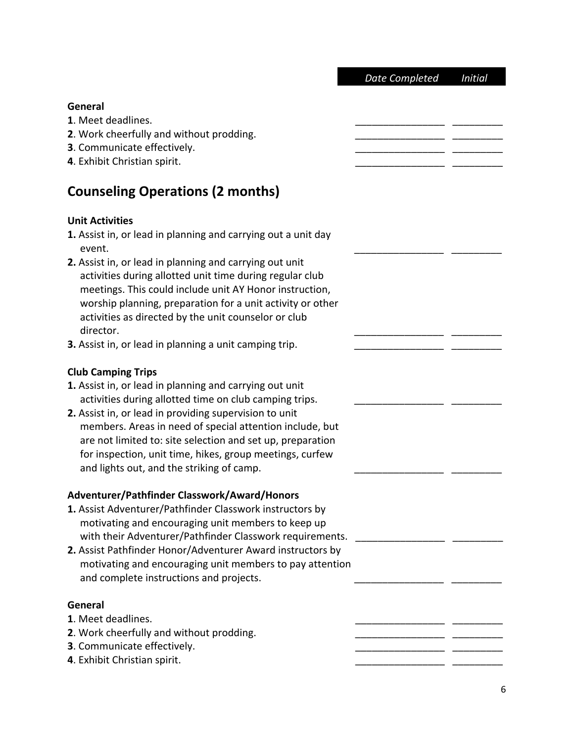| | Date Completed | Initial |
|---|---|---|

**General**

| | Date Completed | Initial |
|---|---|---|
| **1**. Meet deadlines. | ________________ | _________ |
| **2**. Work cheerfully and without prodding. | ________________ | _________ |
| **3**. Communicate effectively. | ________________ | _________ |
| **4**. Exhibit Christian spirit. | ________________ | _________ |

## Counseling Operations (2 months)

**Unit Activities**

| | Date Completed | Initial |
|---|---|---|
| **1.** Assist in, or lead in planning and carrying out a unit day event. | ________________ | _________ |
| **2.** Assist in, or lead in planning and carrying out unit activities during allotted unit time during regular club meetings. This could include unit AY Honor instruction, worship planning, preparation for a unit activity or other activities as directed by the unit counselor or club director. | ________________ | _________ |
| **3.** Assist in, or lead in planning a unit camping trip. | ________________ | _________ |

**Club Camping Trips**

| | Date Completed | Initial |
|---|---|---|
| **1.** Assist in, or lead in planning and carrying out unit activities during allotted time on club camping trips. | ________________ | _________ |
| **2.** Assist in, or lead in providing supervision to unit members. Areas in need of special attention include, but are not limited to: site selection and set up, preparation for inspection, unit time, hikes, group meetings, curfew and lights out, and the striking of camp. | ________________ | _________ |

**Adventurer/Pathfinder Classwork/Award/Honors**

| | Date Completed | Initial |
|---|---|---|
| **1.** Assist Adventurer/Pathfinder Classwork instructors by motivating and encouraging unit members to keep up with their Adventurer/Pathfinder Classwork requirements. | ________________ | _________ |
| **2.** Assist Pathfinder Honor/Adventurer Award instructors by motivating and encouraging unit members to pay attention and complete instructions and projects. | ________________ | _________ |

**General**

| | Date Completed | Initial |
|---|---|---|
| **1**. Meet deadlines. | ________________ | _________ |
| **2**. Work cheerfully and without prodding. | ________________ | _________ |
| **3**. Communicate effectively. | ________________ | _________ |
| **4**. Exhibit Christian spirit. | ________________ | _________ |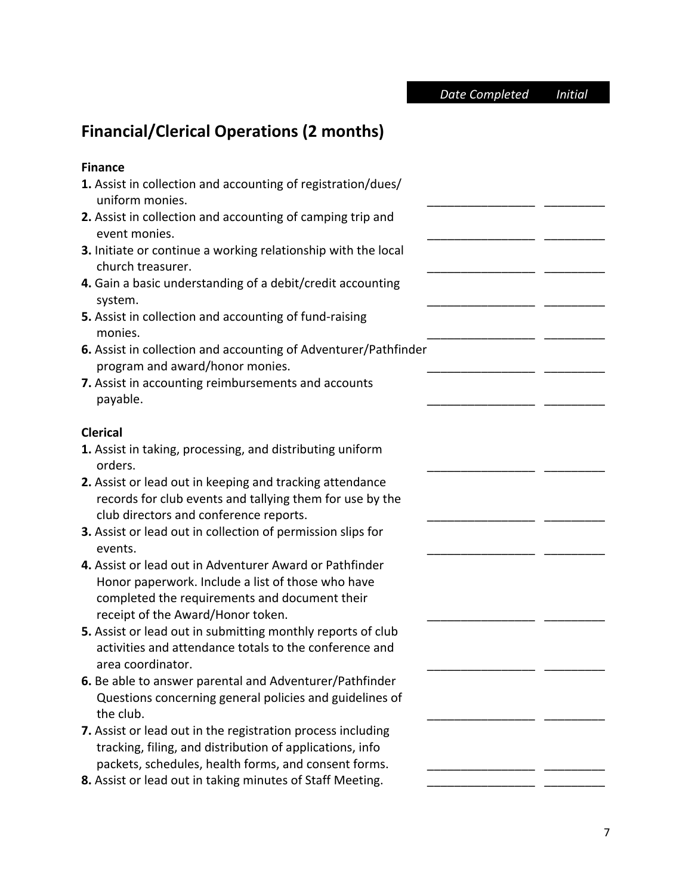*Date Completed* *Initial*

## Financial/Clerical Operations (2 months)

### Finance

| Item | Date Completed | Initial |
|---|---|---|
| **1.** Assist in collection and accounting of registration/dues/ uniform monies. | ________________ | _________ |
| **2.** Assist in collection and accounting of camping trip and event monies. | ________________ | _________ |
| **3.** Initiate or continue a working relationship with the local church treasurer. | ________________ | _________ |
| **4.** Gain a basic understanding of a debit/credit accounting system. | ________________ | _________ |
| **5.** Assist in collection and accounting of fund-raising monies. | ________________ | _________ |
| **6.** Assist in collection and accounting of Adventurer/Pathfinder program and award/honor monies. | ________________ | _________ |
| **7.** Assist in accounting reimbursements and accounts payable. | ________________ | _________ |

### Clerical

| Item | Date Completed | Initial |
|---|---|---|
| **1.** Assist in taking, processing, and distributing uniform orders. | ________________ | _________ |
| **2.** Assist or lead out in keeping and tracking attendance records for club events and tallying them for use by the club directors and conference reports. | ________________ | _________ |
| **3.** Assist or lead out in collection of permission slips for events. | ________________ | _________ |
| **4.** Assist or lead out in Adventurer Award or Pathfinder Honor paperwork. Include a list of those who have completed the requirements and document their receipt of the Award/Honor token. | ________________ | _________ |
| **5.** Assist or lead out in submitting monthly reports of club activities and attendance totals to the conference and area coordinator. | ________________ | _________ |
| **6.** Be able to answer parental and Adventurer/Pathfinder Questions concerning general policies and guidelines of the club. | ________________ | _________ |
| **7.** Assist or lead out in the registration process including tracking, filing, and distribution of applications, info packets, schedules, health forms, and consent forms. | ________________ | _________ |
| **8.** Assist or lead out in taking minutes of Staff Meeting. | ________________ | _________ |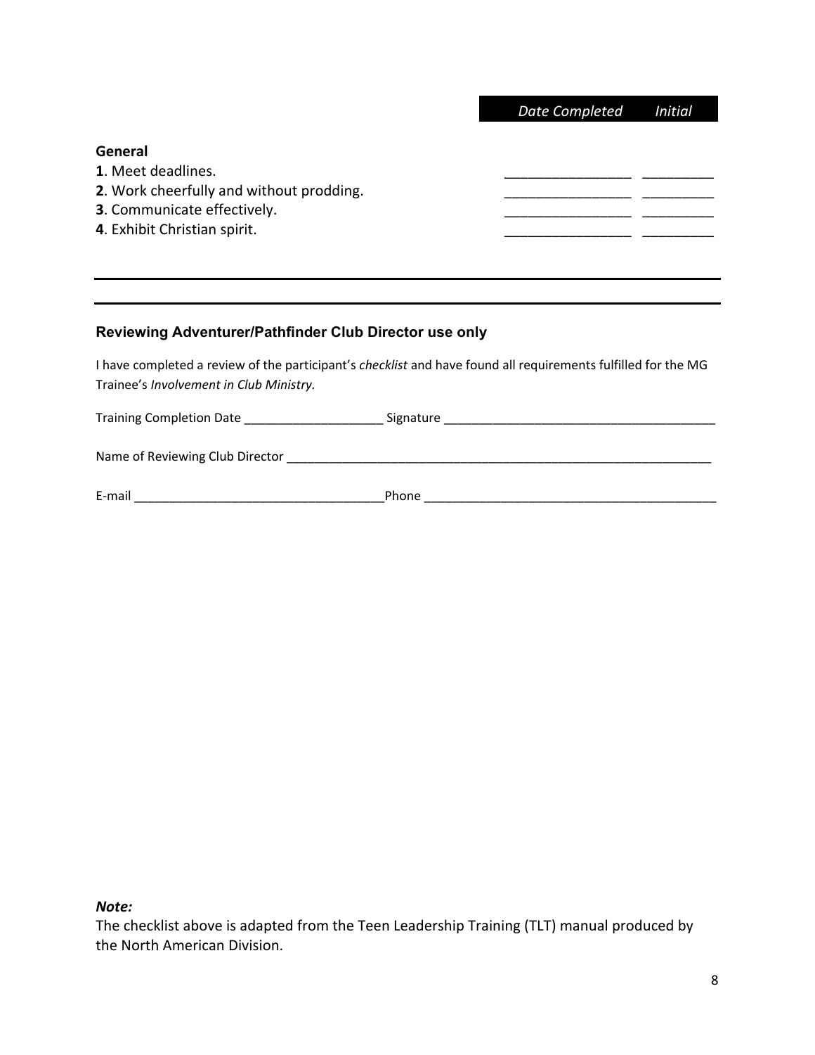| | Date Completed | Initial |
|---|---|---|
| **General** | | |
| **1**. Meet deadlines. | ________________ | _________ |
| **2**. Work cheerfully and without prodding. | ________________ | _________ |
| **3**. Communicate effectively. | ________________ | _________ |
| **4**. Exhibit Christian spirit. | ________________ | _________ |

---

---

**Reviewing Adventurer/Pathfinder Club Director use only**

I have completed a review of the participant's *checklist* and have found all requirements fulfilled for the MG Trainee's *Involvement in Club Ministry.*

Training Completion Date ____________________ Signature ________________________________________

Name of Reviewing Club Director _________________________________________________________________

E-mail ____________________________________Phone ____________________________________________

***Note:***
The checklist above is adapted from the Teen Leadership Training (TLT) manual produced by the North American Division.